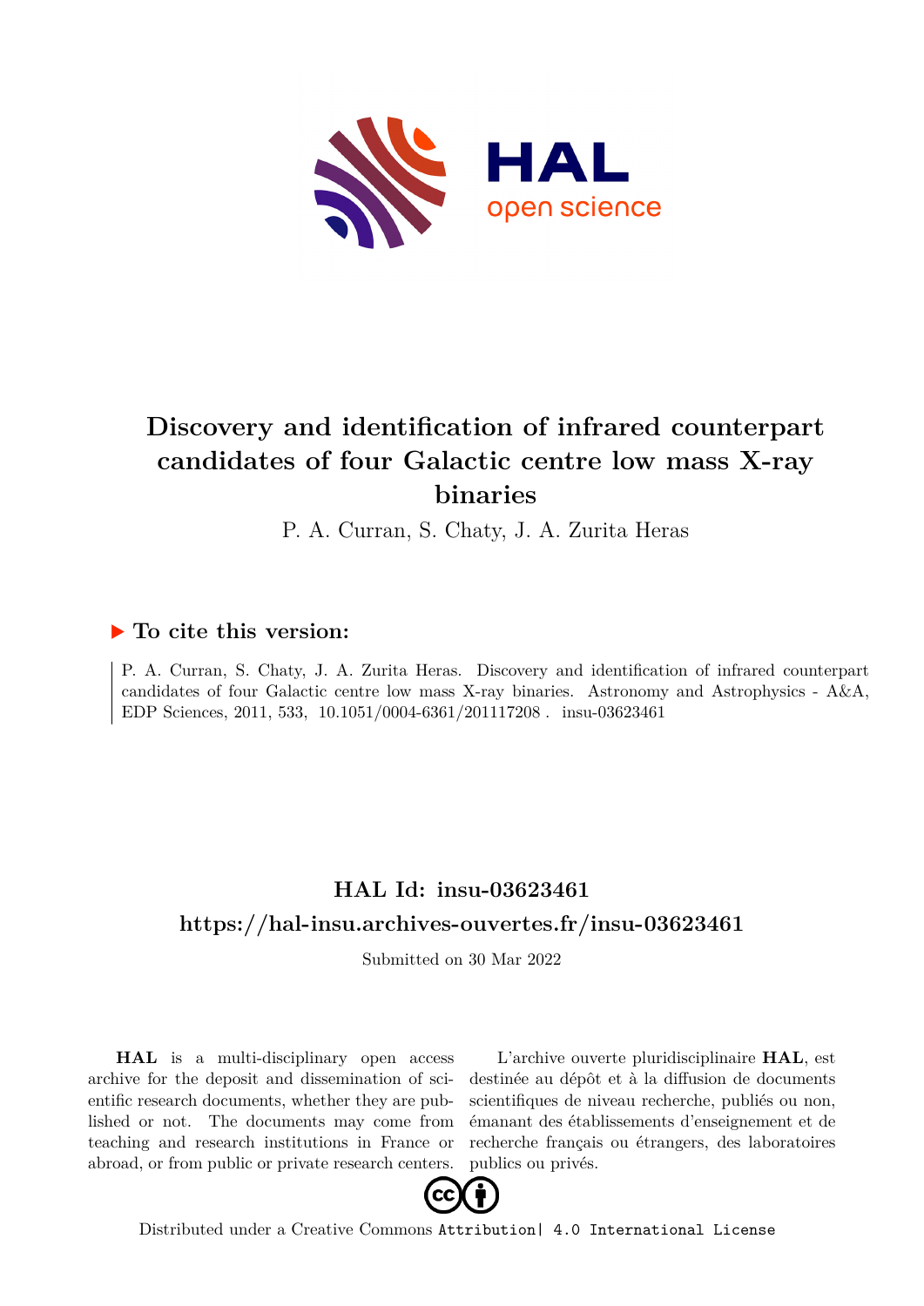# Discovery and identification of infrared counterpart candidates of four Galactic centre low mass X-ray binaries

P. A. Curran, S. Chaty, J. A. Zurita Heras

## ▶ To cite this version:

P. A. Curran, S. Chaty, J. A. Zurita Heras. Discovery and identification of infrared counterpart candidates of four Galactic centre low mass X-ray binaries. Astronomy and Astrophysics - A&A, EDP Sciences, 2011, 533, 10.1051/0004-6361/201117208 . insu-03623461

## HAL Id: insu-03623461

## https://hal-insu.archives-ouvertes.fr/insu-03623461

Submitted on 30 Mar 2022

**HAL** is a multi-disciplinary open access archive for the deposit and dissemination of scientific research documents, whether they are published or not. The documents may come from teaching and research institutions in France or abroad, or from public or private research centers.

L'archive ouverte pluridisciplinaire **HAL**, est destinée au dépôt et à la diffusion de documents scientifiques de niveau recherche, publiés ou non, émanant des établissements d'enseignement et de recherche français ou étrangers, des laboratoires publics ou privés.

Distributed under a Creative Commons Attribution| 4.0 International License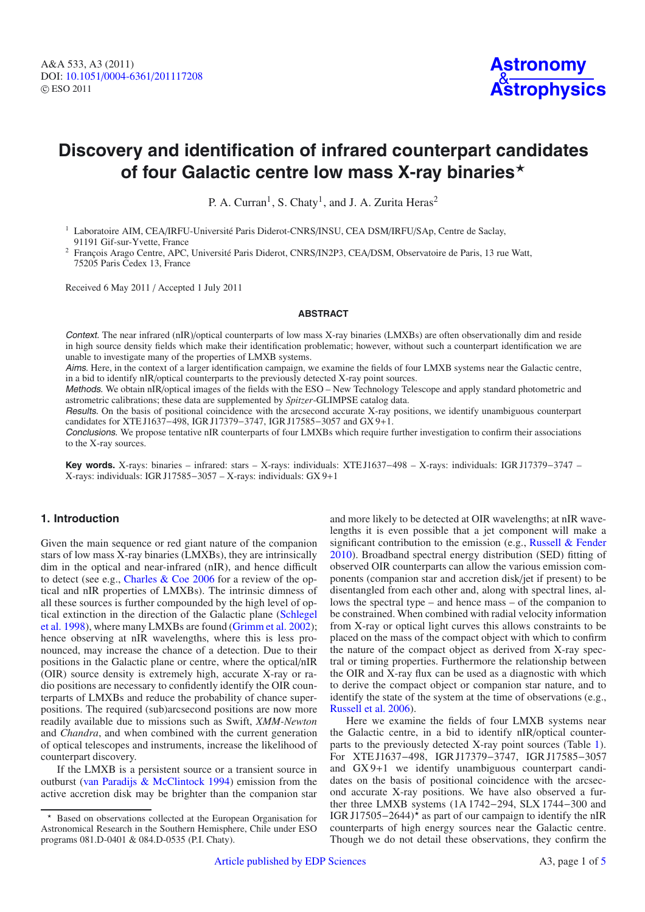# Discovery and identification of infrared counterpart candidates of four Galactic centre low mass X-ray binaries*

P. A. Curran[1], S. Chaty[1], and J. A. Zurita Heras[2]

[1] Laboratoire AIM, CEA/IRFU-Université Paris Diderot-CNRS/INSU, CEA DSM/IRFU/SAp, Centre de Saclay, 91191 Gif-sur-Yvette, France

[2] François Arago Centre, APC, Université Paris Diderot, CNRS/IN2P3, CEA/DSM, Observatoire de Paris, 13 rue Watt, 75205 Paris Cedex 13, France

Received 6 May 2011 / Accepted 1 July 2011

**ABSTRACT**

*Context.* The near infrared (nIR)/optical counterparts of low mass X-ray binaries (LMXBs) are often observationally dim and reside in high source density fields which make their identification problematic; however, without such a counterpart identification we are unable to investigate many of the properties of LMXB systems.

*Aims.* Here, in the context of a larger identification campaign, we examine the fields of four LMXB systems near the Galactic centre, in a bid to identify nIR/optical counterparts to the previously detected X-ray point sources.

*Methods.* We obtain nIR/optical images of the fields with the ESO – New Technology Telescope and apply standard photometric and astrometric calibrations; these data are supplemented by *Spitzer*-GLIMPSE catalog data.

*Results.* On the basis of positional coincidence with the arcsecond accurate X-ray positions, we identify unambiguous counterpart candidates for XTE J1637−498, IGR J17379−3747, IGR J17585−3057 and GX 9+1.

*Conclusions.* We propose tentative nIR counterparts of four LMXBs which require further investigation to confirm their associations to the X-ray sources.

**Key words.** X-rays: binaries – infrared: stars – X-rays: individuals: XTE J1637−498 – X-rays: individuals: IGR J17379−3747 – X-rays: individuals: IGR J17585−3057 – X-rays: individuals: GX 9+1

## 1. Introduction

Given the main sequence or red giant nature of the companion stars of low mass X-ray binaries (LMXBs), they are intrinsically dim in the optical and near-infrared (nIR), and hence difficult to detect (see e.g., Charles & Coe 2006 for a review of the optical and nIR properties of LMXBs). The intrinsic dimness of all these sources is further compounded by the high level of optical extinction in the direction of the Galactic plane (Schlegel et al. 1998), where many LMXBs are found (Grimm et al. 2002); hence observing at nIR wavelengths, where this is less pronounced, may increase the chance of a detection. Due to their positions in the Galactic plane or centre, where the optical/nIR (OIR) source density is extremely high, accurate X-ray or radio positions are necessary to confidently identify the OIR counterparts of LMXBs and reduce the probability of chance superpositions. The required (sub)arcsecond positions are now more readily available due to missions such as Swift, *XMM-Newton* and *Chandra*, and when combined with the current generation of optical telescopes and instruments, increase the likelihood of counterpart discovery.

If the LMXB is a persistent source or a transient source in outburst (van Paradijs & McClintock 1994) emission from the active accretion disk may be brighter than the companion star and more likely to be detected at OIR wavelengths; at nIR wavelengths it is even possible that a jet component will make a significant contribution to the emission (e.g., Russell & Fender 2010). Broadband spectral energy distribution (SED) fitting of observed OIR counterparts can allow the various emission components (companion star and accretion disk/jet if present) to be disentangled from each other and, along with spectral lines, allows the spectral type – and hence mass – of the companion to be constrained. When combined with radial velocity information from X-ray or optical light curves this allows constraints to be placed on the mass of the compact object with which to confirm the nature of the compact object as derived from X-ray spectral or timing properties. Furthermore the relationship between the OIR and X-ray flux can be used as a diagnostic with which to derive the compact object or companion star nature, and to identify the state of the system at the time of observations (e.g., Russell et al. 2006).

Here we examine the fields of four LMXB systems near the Galactic centre, in a bid to identify nIR/optical counterparts to the previously detected X-ray point sources (Table 1). For XTE J1637−498, IGR J17379−3747, IGR J17585−3057 and GX 9+1 we identify unambiguous counterpart candidates on the basis of positional coincidence with the arcsecond accurate X-ray positions. We have also observed a further three LMXB systems (1A 1742−294, SLX 1744−300 and IGR J17505−2644)* as part of our campaign to identify the nIR counterparts of high energy sources near the Galactic centre. Though we do not detail these observations, they confirm the

* Based on observations collected at the European Organisation for Astronomical Research in the Southern Hemisphere, Chile under ESO programs 081.D-0401 & 084.D-0535 (P.I. Chaty).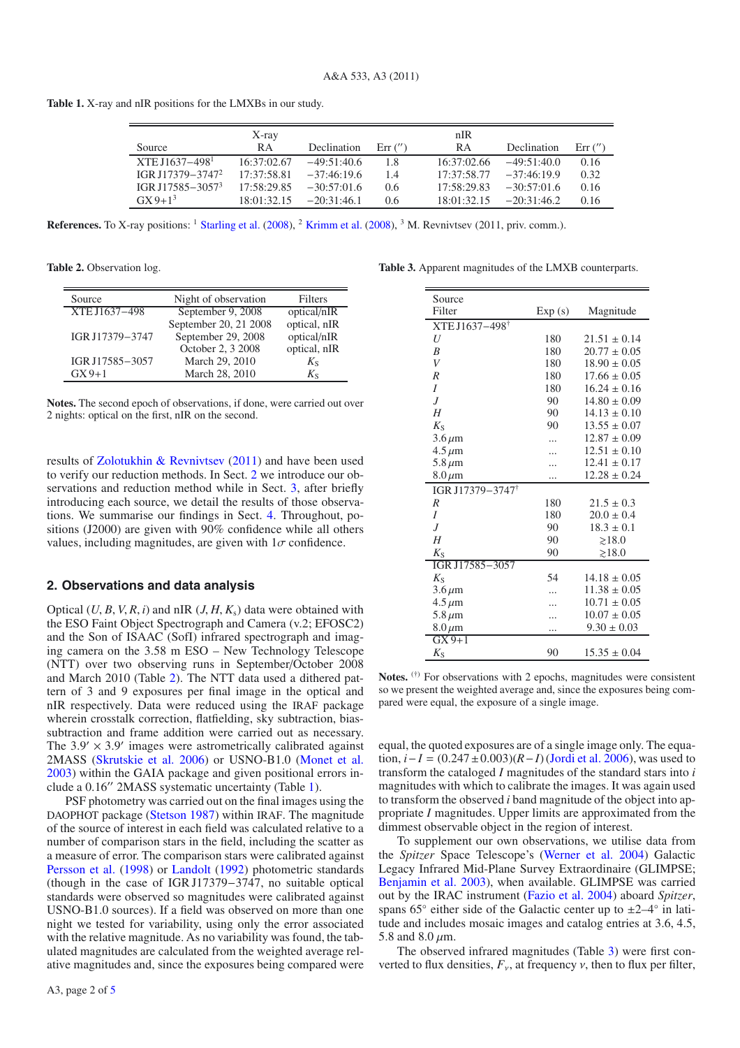**Table 1.** X-ray and nIR positions for the LMXBs in our study.

| Source | X-ray RA | Declination | Err ($''$) | nIR RA | Declination | Err ($''$) |
|---|---|---|---|---|---|---|
| XTE J1637−498[1] | 16:37:02.67 | −49:51:40.6 | 1.8 | 16:37:02.66 | −49:51:40.0 | 0.16 |
| IGR J17379−3747[2] | 17:37:58.81 | −37:46:19.6 | 1.4 | 17:37:58.77 | −37:46:19.9 | 0.32 |
| IGR J17585−3057[3] | 17:58:29.85 | −30:57:01.6 | 0.6 | 17:58:29.83 | −30:57:01.6 | 0.16 |
| GX 9+1[3] | 18:01:32.15 | −20:31:46.1 | 0.6 | 18:01:32.15 | −20:31:46.2 | 0.16 |

**References.** To X-ray positions: [1] Starling et al. (2008), [2] Krimm et al. (2008), [3] M. Revnivtsev (2011, priv. comm.).

**Table 2.** Observation log.

| Source | Night of observation | Filters |
|---|---|---|
| XTE J1637−498 | September 9, 2008 | optical/nIR |
| | September 20, 21 2008 | optical, nIR |
| IGR J17379−3747 | September 29, 2008 | optical/nIR |
| | October 2, 3 2008 | optical, nIR |
| IGR J17585−3057 | March 29, 2010 | $K_S$ |
| GX 9+1 | March 28, 2010 | $K_S$ |

**Notes.** The second epoch of observations, if done, were carried out over 2 nights: optical on the first, nIR on the second.

results of Zolotukhin & Revnivtsev (2011) and have been used to verify our reduction methods. In Sect. 2 we introduce our observations and reduction method while in Sect. 3, after briefly introducing each source, we detail the results of those observations. We summarise our findings in Sect. 4. Throughout, positions (J2000) are given with 90% confidence while all others values, including magnitudes, are given with $1\sigma$ confidence.

## 2. Observations and data analysis

Optical ($U, B, V, R, i$) and nIR ($J, H, K_s$) data were obtained with the ESO Faint Object Spectrograph and Camera (v.2; EFOSC2) and the Son of ISAAC (SofI) infrared spectrograph and imaging camera on the 3.58 m ESO – New Technology Telescope (NTT) over two observing runs in September/October 2008 and March 2010 (Table 2). The NTT data used a dithered pattern of 3 and 9 exposures per final image in the optical and nIR respectively. Data were reduced using the IRAF package wherein crosstalk correction, flatfielding, sky subtraction, bias-subtraction and frame addition were carried out as necessary. The $3.9' \times 3.9'$ images were astrometrically calibrated against 2MASS (Skrutskie et al. 2006) or USNO-B1.0 (Monet et al. 2003) within the GAIA package and given positional errors include a $0.16''$ 2MASS systematic uncertainty (Table 1).

PSF photometry was carried out on the final images using the DAOPHOT package (Stetson 1987) within IRAF. The magnitude of the source of interest in each field was calculated relative to a number of comparison stars in the field, including the scatter as a measure of error. The comparison stars were calibrated against Persson et al. (1998) or Landolt (1992) photometric standards (though in the case of IGR J17379−3747, no suitable optical standards were observed so magnitudes were calibrated against USNO-B1.0 sources). If a field was observed on more than one night we tested for variability, using only the error associated with the relative magnitude. As no variability was found, the tabulated magnitudes are calculated from the weighted average relative magnitudes and, since the exposures being compared were equal, the quoted exposures are of a single image only. The equation, $i - I = (0.247 \pm 0.003)(R - I)$ (Jordi et al. 2006), was used to transform the cataloged $I$ magnitudes of the standard stars into $i$ magnitudes with which to calibrate the images. It was again used to transform the observed $i$ band magnitude of the object into appropriate $I$ magnitudes. Upper limits are approximated from the dimmest observable object in the region of interest.

**Table 3.** Apparent magnitudes of the LMXB counterparts.

| Source Filter | Exp (s) | Magnitude |
|---|---|---|
| XTE J1637−498[†] | | |
| $U$ | 180 | $21.51 \pm 0.14$ |
| $B$ | 180 | $20.77 \pm 0.05$ |
| $V$ | 180 | $18.90 \pm 0.05$ |
| $R$ | 180 | $17.66 \pm 0.05$ |
| $I$ | 180 | $16.24 \pm 0.16$ |
| $J$ | 90 | $14.80 \pm 0.09$ |
| $H$ | 90 | $14.13 \pm 0.10$ |
| $K_S$ | 90 | $13.55 \pm 0.07$ |
| 3.6 $\mu$m | ... | $12.87 \pm 0.09$ |
| 4.5 $\mu$m | ... | $12.51 \pm 0.10$ |
| 5.8 $\mu$m | ... | $12.41 \pm 0.17$ |
| 8.0 $\mu$m | ... | $12.28 \pm 0.24$ |
| IGR J17379−3747[†] | | |
| $R$ | 180 | $21.5 \pm 0.3$ |
| $I$ | 180 | $20.0 \pm 0.4$ |
| $J$ | 90 | $18.3 \pm 0.1$ |
| $H$ | 90 | $\gtrsim 18.0$ |
| $K_S$ | 90 | $\gtrsim 18.0$ |
| IGR J17585−3057 | | |
| $K_S$ | 54 | $14.18 \pm 0.05$ |
| 3.6 $\mu$m | ... | $11.38 \pm 0.05$ |
| 4.5 $\mu$m | ... | $10.71 \pm 0.05$ |
| 5.8 $\mu$m | ... | $10.07 \pm 0.05$ |
| 8.0 $\mu$m | ... | $9.30 \pm 0.03$ |
| GX 9+1 | | |
| $K_S$ | 90 | $15.35 \pm 0.04$ |

**Notes.** [(†)] For observations with 2 epochs, magnitudes were consistent so we present the weighted average and, since the exposures being compared were equal, the exposure of a single image.

To supplement our own observations, we utilise data from the *Spitzer* Space Telescope's (Werner et al. 2004) Galactic Legacy Infrared Mid-Plane Survey Extraordinaire (GLIMPSE; Benjamin et al. 2003), when available. GLIMPSE was carried out by the IRAC instrument (Fazio et al. 2004) aboard *Spitzer*, spans 65° either side of the Galactic center up to ±2–4° in latitude and includes mosaic images and catalog entries at 3.6, 4.5, 5.8 and 8.0 $\mu$m.

The observed infrared magnitudes (Table 3) were first converted to flux densities, $F_\nu$, at frequency $\nu$, then to flux per filter,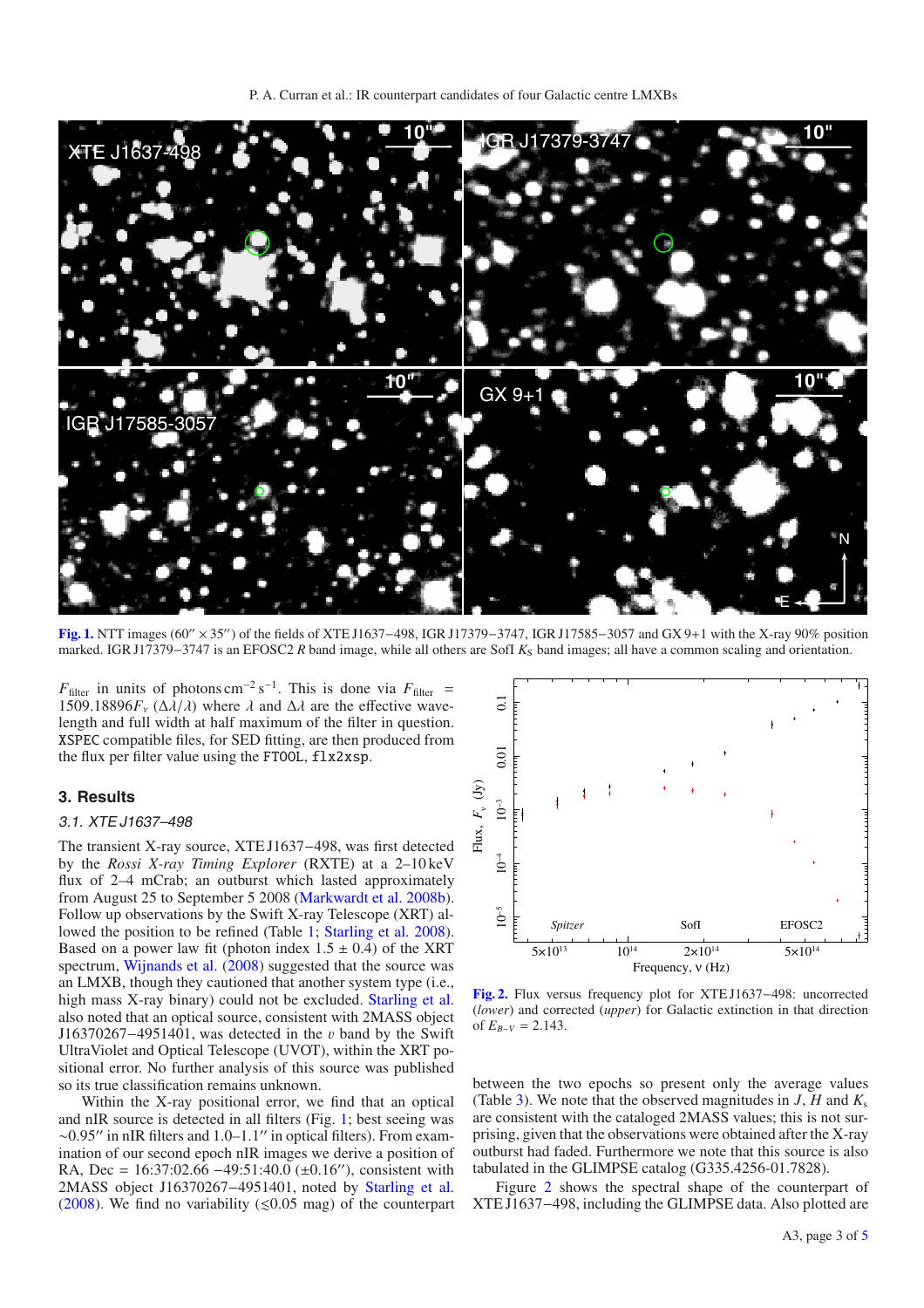**Fig. 1.** NTT images (60″ × 35″) of the fields of XTE J1637−498, IGR J17379−3747, IGR J17585−3057 and GX 9+1 with the X-ray 90% position marked. IGR J17379−3747 is an EFOSC2 $R$ band image, while all others are SofI $K_S$ band images; all have a common scaling and orientation.

$F_{\text{filter}}$ in units of photons cm$^{-2}$ s$^{-1}$. This is done via $F_{\text{filter}} = 1509.18896 F_\nu (\Delta\lambda/\lambda)$ where $\lambda$ and $\Delta\lambda$ are the effective wavelength and full width at half maximum of the filter in question. `XSPEC` compatible files, for SED fitting, are then produced from the flux per filter value using the `FTOOL`, `flx2xsp`.

## 3. Results

### 3.1. XTE J1637–498

The transient X-ray source, XTE J1637−498, was first detected by the *Rossi X-ray Timing Explorer* (RXTE) at a 2–10 keV flux of 2–4 mCrab; an outburst which lasted approximately from August 25 to September 5 2008 (Markwardt et al. 2008b). Follow up observations by the Swift X-ray Telescope (XRT) allowed the position to be refined (Table 1; Starling et al. 2008). Based on a power law fit (photon index 1.5 ± 0.4) of the XRT spectrum, Wijnands et al. (2008) suggested that the source was an LMXB, though they cautioned that another system type (i.e., high mass X-ray binary) could not be excluded. Starling et al. also noted that an optical source, consistent with 2MASS object J16370267−4951401, was detected in the $v$ band by the Swift UltraViolet and Optical Telescope (UVOT), within the XRT positional error. No further analysis of this source was published so its true classification remains unknown.

Within the X-ray positional error, we find that an optical and nIR source is detected in all filters (Fig. 1; best seeing was ∼0.95″ in nIR filters and 1.0–1.1″ in optical filters). From examination of our second epoch nIR images we derive a position of RA, Dec = 16:37:02.66 −49:51:40.0 (±0.16″), consistent with 2MASS object J16370267−4951401, noted by Starling et al. (2008). We find no variability ($\lesssim$0.05 mag) of the counterpart between the two epochs so present only the average values (Table 3). We note that the observed magnitudes in $J$, $H$ and $K_s$ are consistent with the cataloged 2MASS values; this is not surprising, given that the observations were obtained after the X-ray outburst had faded. Furthermore we note that this source is also tabulated in the GLIMPSE catalog (G335.4256-01.7828).

Figure 2 shows the spectral shape of the counterpart of XTE J1637−498, including the GLIMPSE data. Also plotted are

**Fig. 2.** Flux versus frequency plot for XTE J1637−498: uncorrected (*lower*) and corrected (*upper*) for Galactic extinction in that direction of $E_{B-V}$ = 2.143.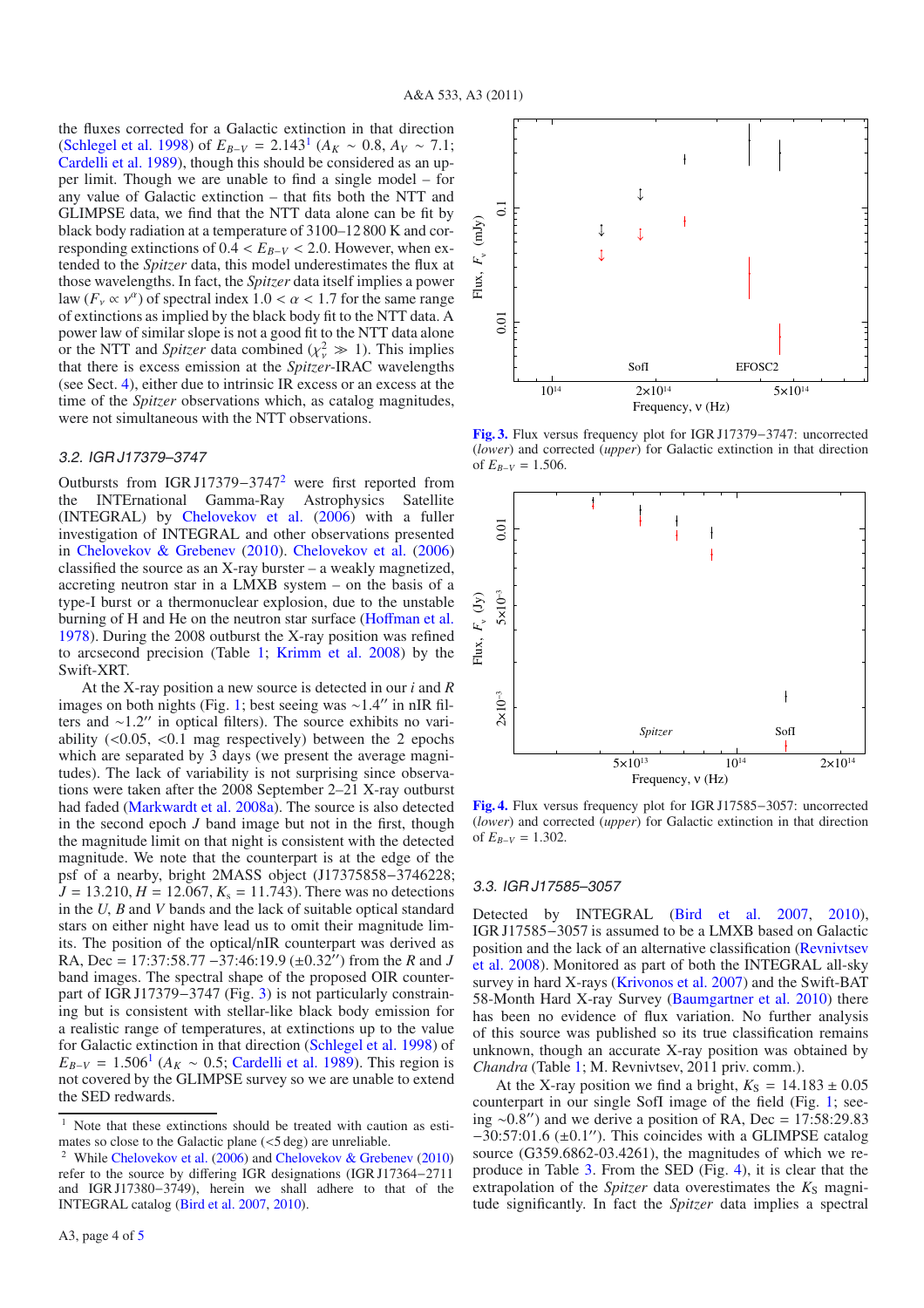the fluxes corrected for a Galactic extinction in that direction (Schlegel et al. 1998) of $E_{B-V}$ = 2.143[1] ($A_K$ ∼ 0.8, $A_V$ ∼ 7.1; Cardelli et al. 1989), though this should be considered as an upper limit. Though we are unable to find a single model – for any value of Galactic extinction – that fits both the NTT and GLIMPSE data, we find that the NTT data alone can be fit by black body radiation at a temperature of 3100–12 800 K and corresponding extinctions of $0.4 < E_{B-V} < 2.0$. However, when extended to the *Spitzer* data, this model underestimates the flux at those wavelengths. In fact, the *Spitzer* data itself implies a power law ($F_\nu \propto \nu^\alpha$) of spectral index $1.0 < \alpha < 1.7$ for the same range of extinctions as implied by the black body fit to the NTT data. A power law of similar slope is not a good fit to the NTT data alone or the NTT and *Spitzer* data combined ($\chi^2_\nu \gg 1$). This implies that there is excess emission at the *Spitzer*-IRAC wavelengths (see Sect. 4), either due to intrinsic IR excess or an excess at the time of the *Spitzer* observations which, as catalog magnitudes, were not simultaneous with the NTT observations.

### 3.2. IGR J17379–3747

Outbursts from IGR J17379−3747[2] were first reported from the INTERnational Gamma-Ray Astrophysics Satellite (INTEGRAL) by Chelovekov et al. (2006) with a fuller investigation of INTEGRAL and other observations presented in Chelovekov & Grebenev (2010). Chelovekov et al. (2006) classified the source as an X-ray burster – a weakly magnetized, accreting neutron star in a LMXB system – on the basis of a type-I burst or a thermonuclear explosion, due to the unstable burning of H and He on the neutron star surface (Hoffman et al. 1978). During the 2008 outburst the X-ray position was refined to arcsecond precision (Table 1; Krimm et al. 2008) by the Swift-XRT.

At the X-ray position a new source is detected in our *i* and *R* images on both nights (Fig. 1; best seeing was ∼1.4″ in nIR filters and ∼1.2″ in optical filters). The source exhibits no variability (<0.05, <0.1 mag respectively) between the 2 epochs which are separated by 3 days (we present the average magnitudes). The lack of variability is not surprising since observations were taken after the 2008 September 2–21 X-ray outburst had faded (Markwardt et al. 2008a). The source is also detected in the second epoch *J* band image but not in the first, though the magnitude limit on that night is consistent with the detected magnitude. We note that the counterpart is at the edge of the psf of a nearby, bright 2MASS object (J17375858−3746228; *J* = 13.210, *H* = 12.067, $K_s$ = 11.743). There was no detections in the *U*, *B* and *V* bands and the lack of suitable optical standard stars on either night have lead us to omit their magnitude limits. The position of the optical/nIR counterpart was derived as RA, Dec = 17:37:58.77 −37:46:19.9 (±0.32″) from the *R* and *J* band images. The spectral shape of the proposed OIR counterpart of IGR J17379−3747 (Fig. 3) is not particularly constraining but is consistent with stellar-like black body emission for a realistic range of temperatures, at extinctions up to the value for Galactic extinction in that direction (Schlegel et al. 1998) of $E_{B-V}$ = 1.506[1] ($A_K$ ∼ 0.5; Cardelli et al. 1989). This region is not covered by the GLIMPSE survey so we are unable to extend the SED redwards.

[1] Note that these extinctions should be treated with caution as estimates so close to the Galactic plane (<5 deg) are unreliable.

[2] While Chelovekov et al. (2006) and Chelovekov & Grebenev (2010) refer to the source by differing IGR designations (IGR J17364−2711 and IGR J17380−3749), herein we shall adhere to that of the INTEGRAL catalog (Bird et al. 2007, 2010).

**Fig. 3.** Flux versus frequency plot for IGR J17379−3747: uncorrected (*lower*) and corrected (*upper*) for Galactic extinction in that direction of $E_{B-V}$ = 1.506.

**Fig. 4.** Flux versus frequency plot for IGR J17585−3057: uncorrected (*lower*) and corrected (*upper*) for Galactic extinction in that direction of $E_{B-V}$ = 1.302.

### 3.3. IGR J17585–3057

Detected by INTEGRAL (Bird et al. 2007, 2010), IGR J17585−3057 is assumed to be a LMXB based on Galactic position and the lack of an alternative classification (Revnivtsev et al. 2008). Monitored as part of both the INTEGRAL all-sky survey in hard X-rays (Krivonos et al. 2007) and the Swift-BAT 58-Month Hard X-ray Survey (Baumgartner et al. 2010) there has been no evidence of flux variation. No further analysis of this source was published so its true classification remains unknown, though an accurate X-ray position was obtained by *Chandra* (Table 1; M. Revnivtsev, 2011 priv. comm.).

At the X-ray position we find a bright, $K_S$ = 14.183 ± 0.05 counterpart in our single SofI image of the field (Fig. 1; seeing ∼0.8″) and we derive a position of RA, Dec = 17:58:29.83 −30:57:01.6 (±0.1″). This coincides with a GLIMPSE catalog source (G359.6862-03.4261), the magnitudes of which we reproduce in Table 3. From the SED (Fig. 4), it is clear that the extrapolation of the *Spitzer* data overestimates the $K_S$ magnitude significantly. In fact the *Spitzer* data implies a spectral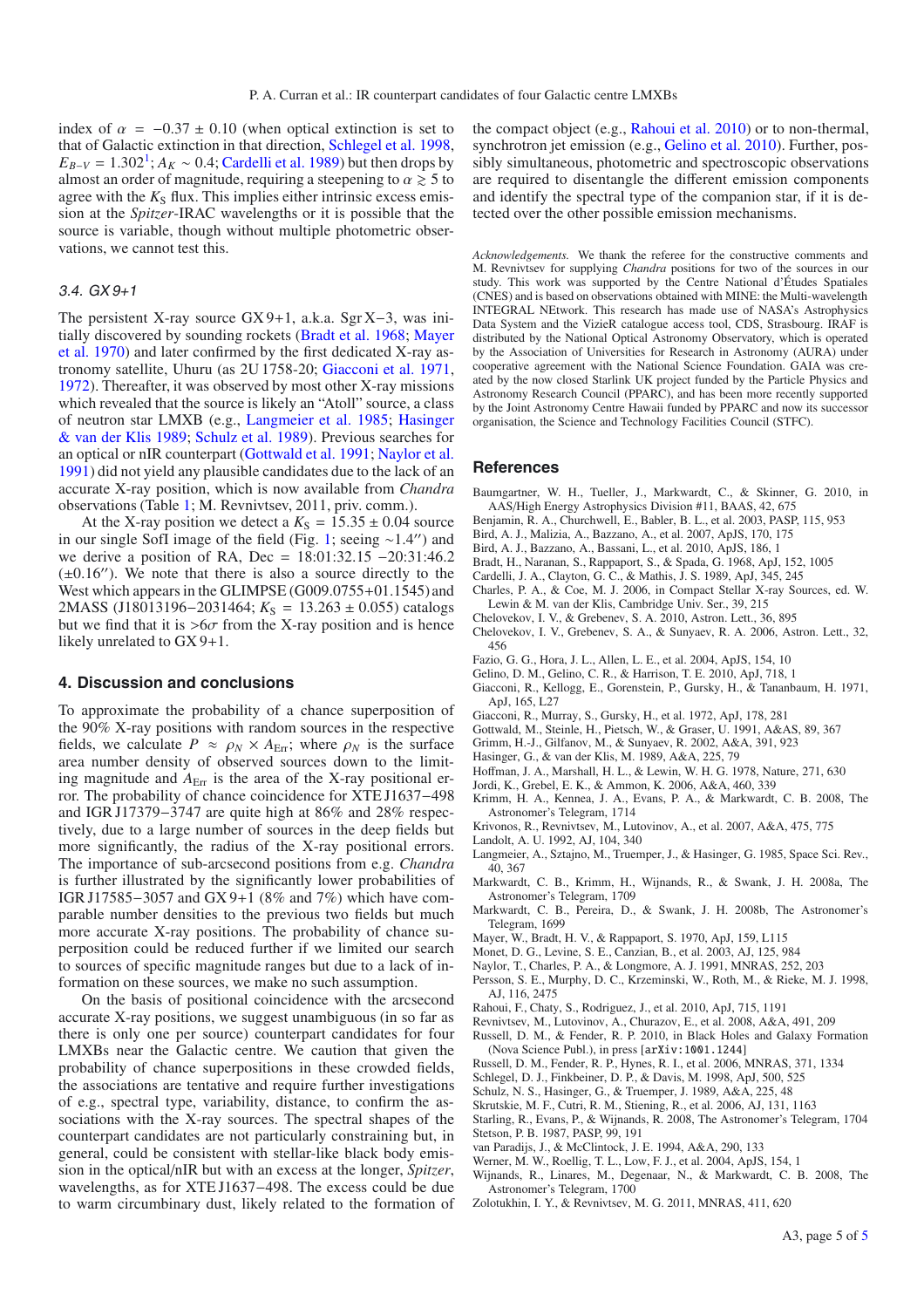index of $\alpha = -0.37 \pm 0.10$ (when optical extinction is set to that of Galactic extinction in that direction, Schlegel et al. 1998, $E_{B-V} = 1.302$[1]; $A_K \sim 0.4$; Cardelli et al. 1989) but then drops by almost an order of magnitude, requiring a steepening to $\alpha \gtrsim 5$ to agree with the $K_S$ flux. This implies either intrinsic excess emission at the *Spitzer*-IRAC wavelengths or it is possible that the source is variable, though without multiple photometric observations, we cannot test this.

### 3.4. GX 9+1

The persistent X-ray source GX 9+1, a.k.a. Sgr X−3, was initially discovered by sounding rockets (Bradt et al. 1968; Mayer et al. 1970) and later confirmed by the first dedicated X-ray astronomy satellite, Uhuru (as 2U 1758-20; Giacconi et al. 1971, 1972). Thereafter, it was observed by most other X-ray missions which revealed that the source is likely an "Atoll" source, a class of neutron star LMXB (e.g., Langmeier et al. 1985; Hasinger & van der Klis 1989; Schulz et al. 1989). Previous searches for an optical or nIR counterpart (Gottwald et al. 1991; Naylor et al. 1991) did not yield any plausible candidates due to the lack of an accurate X-ray position, which is now available from *Chandra* observations (Table 1; M. Revnivtsev, 2011, priv. comm.).

At the X-ray position we detect a $K_S = 15.35 \pm 0.04$ source in our single SofI image of the field (Fig. 1; seeing $\sim$1.4″) and we derive a position of RA, Dec = 18:01:32.15 −20:31:46.2 (±0.16″). We note that there is also a source directly to the West which appears in the GLIMPSE (G009.0755+01.1545) and 2MASS (J18013196−2031464; $K_S = 13.263 \pm 0.055$) catalogs but we find that it is $>6\sigma$ from the X-ray position and is hence likely unrelated to GX 9+1.

## 4. Discussion and conclusions

To approximate the probability of a chance superposition of the 90% X-ray positions with random sources in the respective fields, we calculate $P \approx \rho_N \times A_{\rm Err}$; where $\rho_N$ is the surface area number density of observed sources down to the limiting magnitude and $A_{\rm Err}$ is the area of the X-ray positional error. The probability of chance coincidence for XTE J1637−498 and IGR J17379−3747 are quite high at 86% and 28% respectively, due to a large number of sources in the deep fields but more significantly, the radius of the X-ray positional errors. The importance of sub-arcsecond positions from e.g. *Chandra* is further illustrated by the significantly lower probabilities of IGR J17585−3057 and GX 9+1 (8% and 7%) which have comparable number densities to the previous two fields but much more accurate X-ray positions. The probability of chance superposition could be reduced further if we limited our search to sources of specific magnitude ranges but due to a lack of information on these sources, we make no such assumption.

On the basis of positional coincidence with the arcsecond accurate X-ray positions, we suggest unambiguous (in so far as there is only one per source) counterpart candidates for four LMXBs near the Galactic centre. We caution that given the probability of chance superpositions in these crowded fields, the associations are tentative and require further investigations of e.g., spectral type, variability, distance, to confirm the associations with the X-ray sources. The spectral shapes of the counterpart candidates are not particularly constraining but, in general, could be consistent with stellar-like black body emission in the optical/nIR but with an excess at the longer, *Spitzer*, wavelengths, as for XTE J1637−498. The excess could be due to warm circumbinary dust, likely related to the formation of the compact object (e.g., Rahoui et al. 2010) or to non-thermal, synchrotron jet emission (e.g., Gelino et al. 2010). Further, possibly simultaneous, photometric and spectroscopic observations are required to disentangle the different emission components and identify the spectral type of the companion star, if it is detected over the other possible emission mechanisms.

*Acknowledgements.* We thank the referee for the constructive comments and M. Revnivtsev for supplying *Chandra* positions for two of the sources in our study. This work was supported by the Centre National d'Études Spatiales (CNES) and is based on observations obtained with MINE: the Multi-wavelength INTEGRAL NEtwork. This research has made use of NASA's Astrophysics Data System and the VizieR catalogue access tool, CDS, Strasbourg. IRAF is distributed by the National Optical Astronomy Observatory, which is operated by the Association of Universities for Research in Astronomy (AURA) under cooperative agreement with the National Science Foundation. GAIA was created by the now closed Starlink UK project funded by the Particle Physics and Astronomy Research Council (PPARC), and has been more recently supported by the Joint Astronomy Centre Hawaii funded by PPARC and now its successor organisation, the Science and Technology Facilities Council (STFC).

## References

Baumgartner, W. H., Tueller, J., Markwardt, C., & Skinner, G. 2010, in AAS/High Energy Astrophysics Division #11, BAAS, 42, 675
Benjamin, R. A., Churchwell, E., Babler, B. L., et al. 2003, PASP, 115, 953
Bird, A. J., Malizia, A., Bazzano, A., et al. 2007, ApJS, 170, 175
Bird, A. J., Bazzano, A., Bassani, L., et al. 2010, ApJS, 186, 1
Bradt, H., Naranan, S., Rappaport, S., & Spada, G. 1968, ApJ, 152, 1005
Cardelli, J. A., Clayton, G. C., & Mathis, J. S. 1989, ApJ, 345, 245
Charles, P. A., & Coe, M. J. 2006, in Compact Stellar X-ray Sources, ed. W. Lewin & M. van der Klis, Cambridge Univ. Ser., 39, 215
Chelovekov, I. V., & Grebenev, S. A. 2010, Astron. Lett., 36, 895
Chelovekov, I. V., Grebenev, S. A., & Sunyaev, R. A. 2006, Astron. Lett., 32, 456
Fazio, G. G., Hora, J. L., Allen, L. E., et al. 2004, ApJS, 154, 10
Gelino, D. M., Gelino, C. R., & Harrison, T. E. 2010, ApJ, 718, 1
Giacconi, R., Kellogg, E., Gorenstein, P., Gursky, H., & Tananbaum, H. 1971, ApJ, 165, L27
Giacconi, R., Murray, S., Gursky, H., et al. 1972, ApJ, 178, 281
Gottwald, M., Steinle, H., Pietsch, W., & Graser, U. 1991, A&AS, 89, 367
Grimm, H.-J., Gilfanov, M., & Sunyaev, R. 2002, A&A, 391, 923
Hasinger, G., & van der Klis, M. 1989, A&A, 225, 79
Hoffman, J. A., Marshall, H. L., & Lewin, W. H. G. 1978, Nature, 271, 630
Jordi, K., Grebel, E. K., & Ammon, K. 2006, A&A, 460, 339
Krimm, H. A., Kennea, J. A., Evans, P. A., & Markwardt, C. B. 2008, The Astronomer's Telegram, 1714
Krivonos, R., Revnivtsev, M., Lutovinov, A., et al. 2007, A&A, 475, 775
Landolt, A. U. 1992, AJ, 104, 340
Langmeier, A., Sztajno, M., Truemper, J., & Hasinger, G. 1985, Space Sci. Rev., 40, 367
Markwardt, C. B., Krimm, H., Wijnands, R., & Swank, J. H. 2008a, The Astronomer's Telegram, 1709
Markwardt, C. B., Pereira, D., & Swank, J. H. 2008b, The Astronomer's Telegram, 1699
Mayer, W., Bradt, H. V., & Rappaport, S. 1970, ApJ, 159, L115
Monet, D. G., Levine, S. E., Canzian, B., et al. 2003, AJ, 125, 984
Naylor, T., Charles, P. A., & Longmore, A. J. 1991, MNRAS, 252, 203
Persson, S. E., Murphy, D. C., Krzeminski, W., Roth, M., & Rieke, M. J. 1998, AJ, 116, 2475
Rahoui, F., Chaty, S., Rodriguez, J., et al. 2010, ApJ, 715, 1191
Revnivtsev, M., Lutovinov, A., Churazov, E., et al. 2008, A&A, 491, 209
Russell, D. M., & Fender, R. P. 2010, in Black Holes and Galaxy Formation (Nova Science Publ.), in press [arXiv:1001.1244]
Russell, D. M., Fender, R. P., Hynes, R. I., et al. 2006, MNRAS, 371, 1334
Schlegel, D. J., Finkbeiner, D. P., & Davis, M. 1998, ApJ, 500, 525
Schulz, N. S., Hasinger, G., & Truemper, J. 1989, A&A, 225, 48
Skrutskie, M. F., Cutri, R. M., Stiening, R., et al. 2006, AJ, 131, 1163
Starling, R., Evans, P., & Wijnands, R. 2008, The Astronomer's Telegram, 1704
Stetson, P. B. 1987, PASP, 99, 191
van Paradijs, J., & McClintock, J. E. 1994, A&A, 290, 133
Werner, M. W., Roellig, T. L., Low, F. J., et al. 2004, ApJS, 154, 1
Wijnands, R., Linares, M., Degenaar, N., & Markwardt, C. B. 2008, The Astronomer's Telegram, 1700
Zolotukhin, I. Y., & Revnivtsev, M. G. 2011, MNRAS, 411, 620